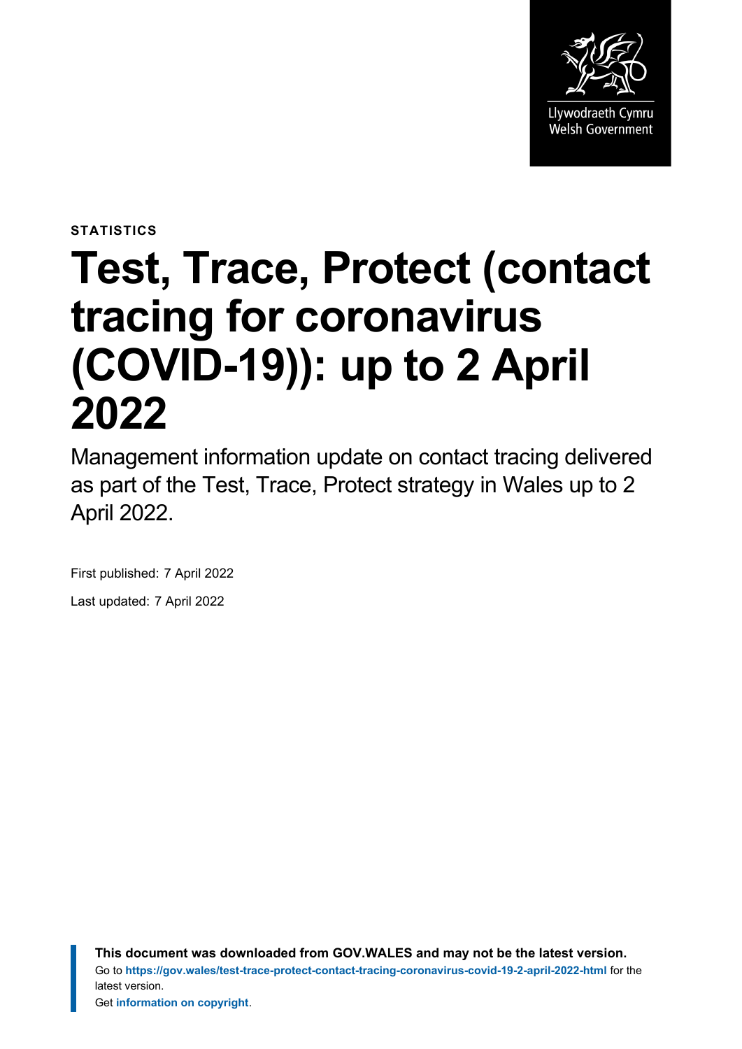Llywodraeth Cymru
Welsh Government

STATISTICS

# Test, Trace, Protect (contact tracing for coronavirus (COVID-19)): up to 2 April 2022

Management information update on contact tracing delivered as part of the Test, Trace, Protect strategy in Wales up to 2 April 2022.

First published: 7 April 2022

Last updated: 7 April 2022

**This document was downloaded from GOV.WALES and may not be the latest version.**
Go to **https://gov.wales/test-trace-protect-contact-tracing-coronavirus-covid-19-2-april-2022-html** for the latest version.
Get **information on copyright**.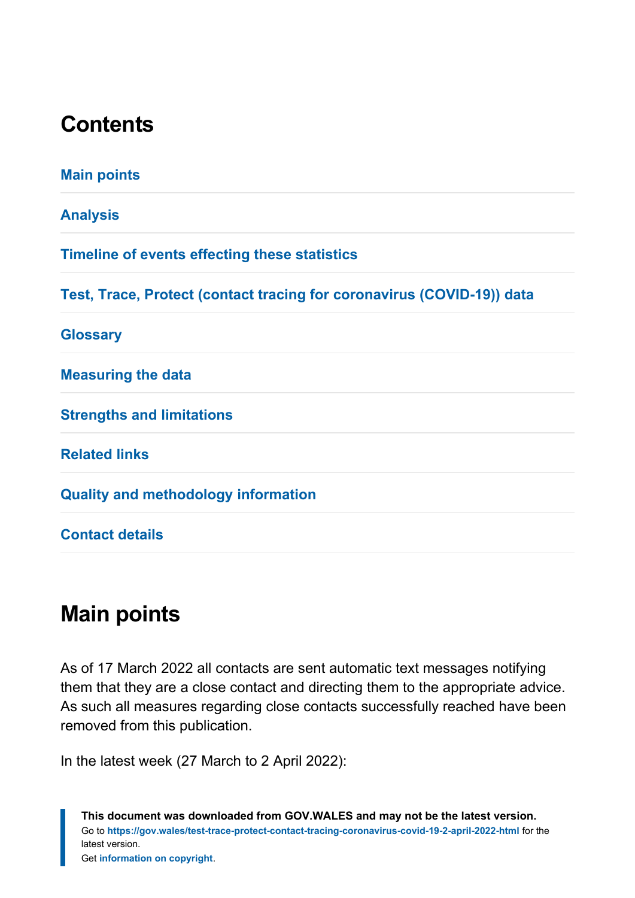## Contents

- Main points
- Analysis
- Timeline of events effecting these statistics
- Test, Trace, Protect (contact tracing for coronavirus (COVID-19)) data
- Glossary
- Measuring the data
- Strengths and limitations
- Related links
- Quality and methodology information
- Contact details

## Main points

As of 17 March 2022 all contacts are sent automatic text messages notifying them that they are a close contact and directing them to the appropriate advice. As such all measures regarding close contacts successfully reached have been removed from this publication.

In the latest week (27 March to 2 April 2022):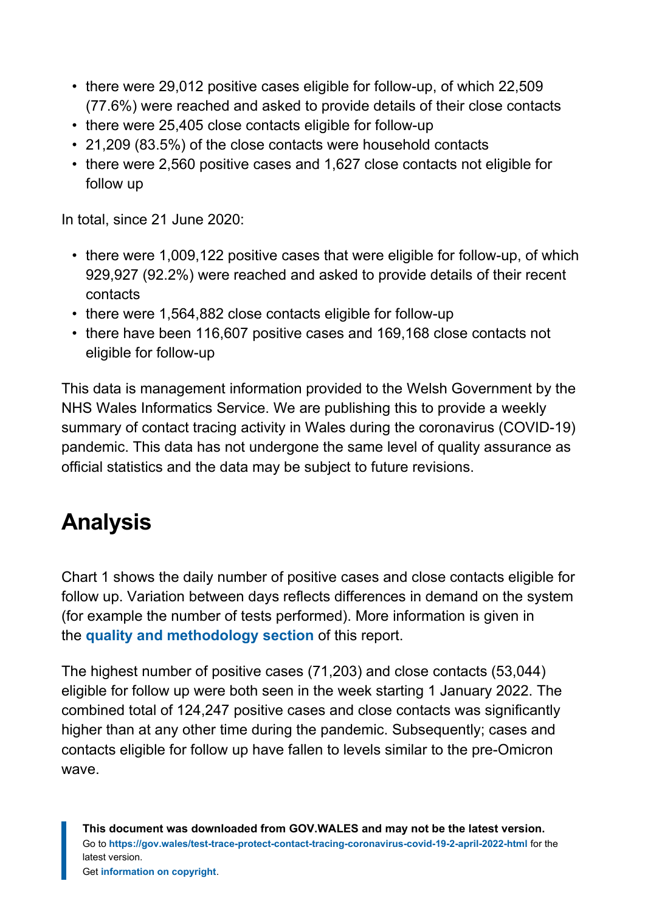- there were 29,012 positive cases eligible for follow-up, of which 22,509 (77.6%) were reached and asked to provide details of their close contacts
- there were 25,405 close contacts eligible for follow-up
- 21,209 (83.5%) of the close contacts were household contacts
- there were 2,560 positive cases and 1,627 close contacts not eligible for follow up

In total, since 21 June 2020:

- there were 1,009,122 positive cases that were eligible for follow-up, of which 929,927 (92.2%) were reached and asked to provide details of their recent contacts
- there were 1,564,882 close contacts eligible for follow-up
- there have been 116,607 positive cases and 169,168 close contacts not eligible for follow-up

This data is management information provided to the Welsh Government by the NHS Wales Informatics Service. We are publishing this to provide a weekly summary of contact tracing activity in Wales during the coronavirus (COVID-19) pandemic. This data has not undergone the same level of quality assurance as official statistics and the data may be subject to future revisions.

## Analysis

Chart 1 shows the daily number of positive cases and close contacts eligible for follow up. Variation between days reflects differences in demand on the system (for example the number of tests performed). More information is given in the **quality and methodology section** of this report.

The highest number of positive cases (71,203) and close contacts (53,044) eligible for follow up were both seen in the week starting 1 January 2022. The combined total of 124,247 positive cases and close contacts was significantly higher than at any other time during the pandemic. Subsequently; cases and contacts eligible for follow up have fallen to levels similar to the pre-Omicron wave.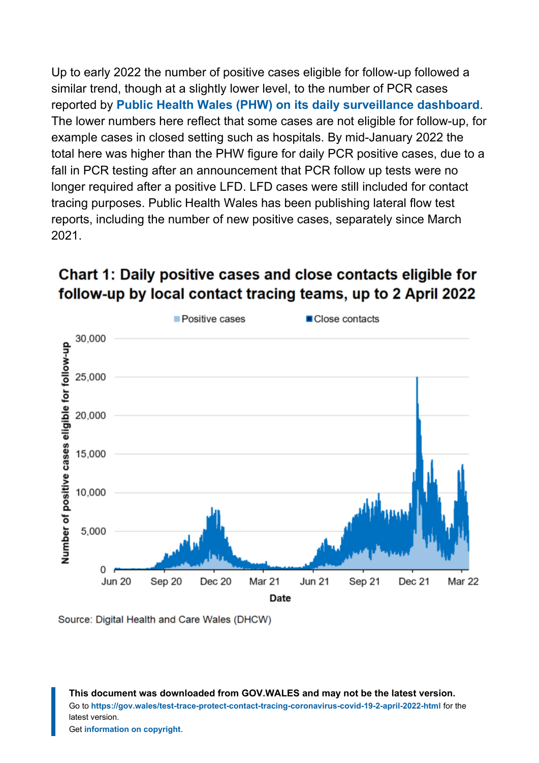Up to early 2022 the number of positive cases eligible for follow-up followed a similar trend, though at a slightly lower level, to the number of PCR cases reported by **Public Health Wales (PHW) on its daily surveillance dashboard**. The lower numbers here reflect that some cases are not eligible for follow-up, for example cases in closed setting such as hospitals. By mid-January 2022 the total here was higher than the PHW figure for daily PCR positive cases, due to a fall in PCR testing after an announcement that PCR follow up tests were no longer required after a positive LFD. LFD cases were still included for contact tracing purposes. Public Health Wales has been publishing lateral flow test reports, including the number of new positive cases, separately since March 2021.

### Chart 1: Daily positive cases and close contacts eligible for follow-up by local contact tracing teams, up to 2 April 2022

Positive cases
Close contacts

Number of positive cases eligible for follow-up

30,000
25,000
20,000
15,000
10,000
5,000
0

Jun 20
Sep 20
Dec 20
Mar 21
Jun 21
Sep 21
Dec 21
Mar 22

Date

Source: Digital Health and Care Wales (DHCW)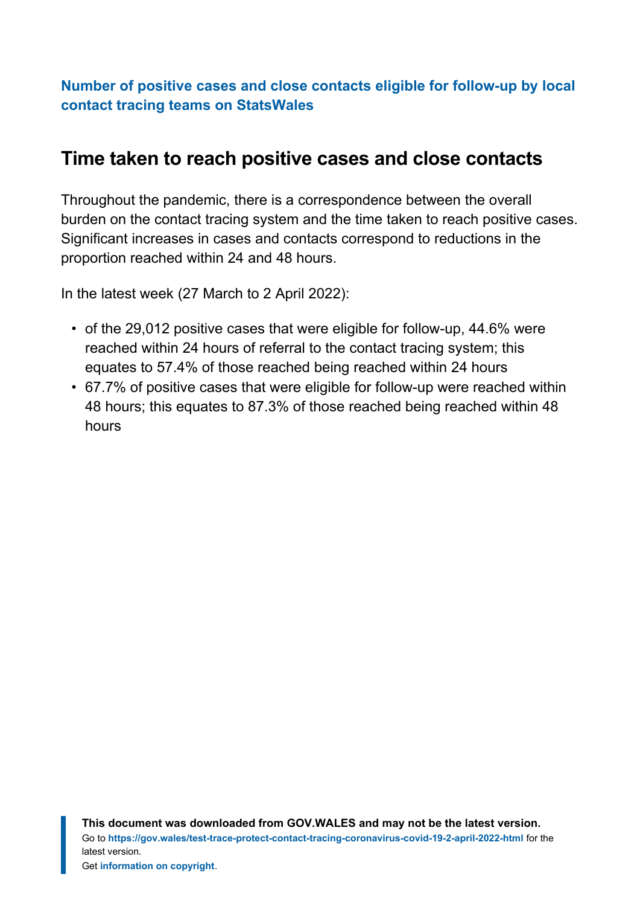**Number of positive cases and close contacts eligible for follow-up by local contact tracing teams on StatsWales**

## Time taken to reach positive cases and close contacts

Throughout the pandemic, there is a correspondence between the overall burden on the contact tracing system and the time taken to reach positive cases. Significant increases in cases and contacts correspond to reductions in the proportion reached within 24 and 48 hours.

In the latest week (27 March to 2 April 2022):

- of the 29,012 positive cases that were eligible for follow-up, 44.6% were reached within 24 hours of referral to the contact tracing system; this equates to 57.4% of those reached being reached within 24 hours
- 67.7% of positive cases that were eligible for follow-up were reached within 48 hours; this equates to 87.3% of those reached being reached within 48 hours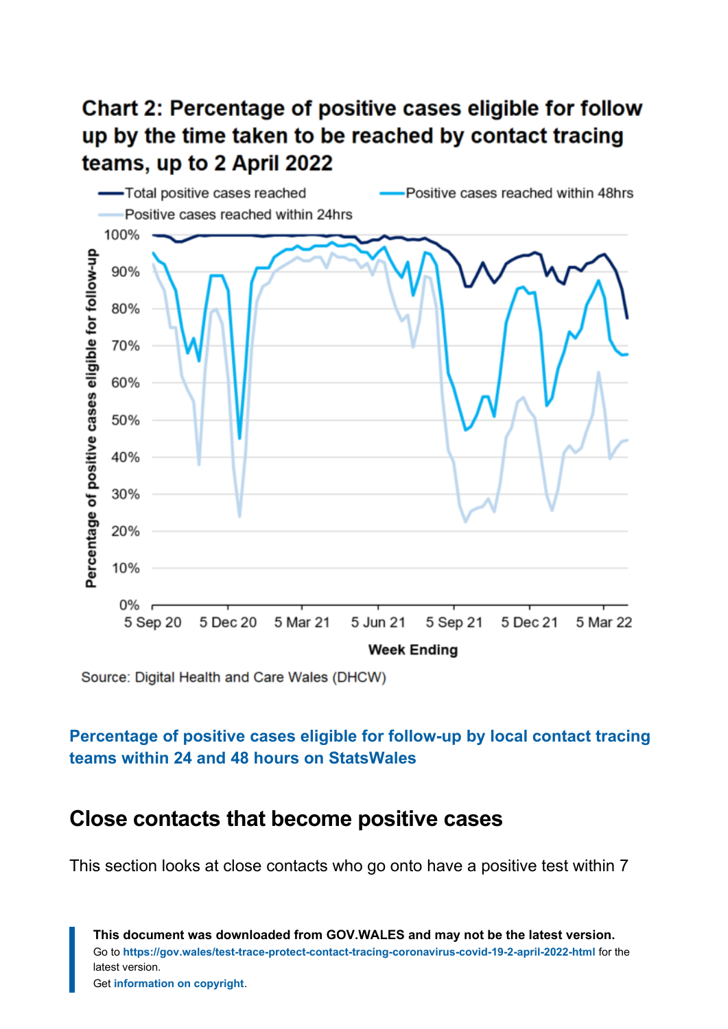## Chart 2: Percentage of positive cases eligible for follow up by the time taken to be reached by contact tracing teams, up to 2 April 2022

Total positive cases reached
Positive cases reached within 48hrs
Positive cases reached within 24hrs

100%
90%
80%
70%
60%
50%
40%
30%
20%
10%
0%

Percentage of positive cases eligible for follow-up

5 Sep 20
5 Dec 20
5 Mar 21
5 Jun 21
5 Sep 21
5 Dec 21
5 Mar 22

Week Ending

Source: Digital Health and Care Wales (DHCW)

**Percentage of positive cases eligible for follow-up by local contact tracing teams within 24 and 48 hours on StatsWales**

## Close contacts that become positive cases

This section looks at close contacts who go onto have a positive test within 7

**This document was downloaded from GOV.WALES and may not be the latest version.**
Go to **https://gov.wales/test-trace-protect-contact-tracing-coronavirus-covid-19-2-april-2022-html** for the latest version.
Get **information on copyright**.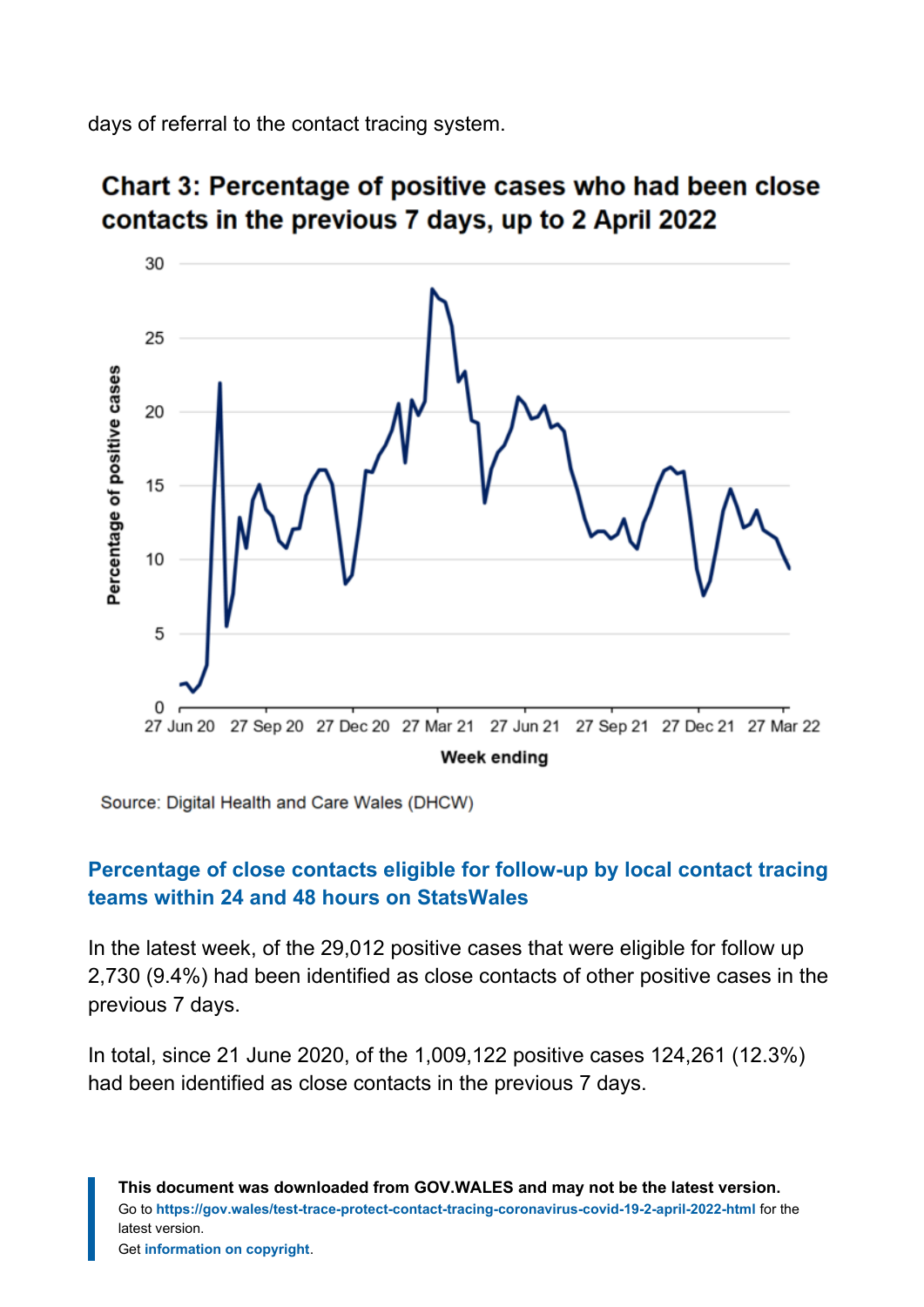days of referral to the contact tracing system.

**Chart 3: Percentage of positive cases who had been close contacts in the previous 7 days, up to 2 April 2022**

30
25
20
15
10
5
0

Percentage of positive cases

27 Jun 20 27 Sep 20 27 Dec 20 27 Mar 21 27 Jun 21 27 Sep 21 27 Dec 21 27 Mar 22

Week ending

Source: Digital Health and Care Wales (DHCW)

### Percentage of close contacts eligible for follow-up by local contact tracing teams within 24 and 48 hours on StatsWales

In the latest week, of the 29,012 positive cases that were eligible for follow up 2,730 (9.4%) had been identified as close contacts of other positive cases in the previous 7 days.

In total, since 21 June 2020, of the 1,009,122 positive cases 124,261 (12.3%) had been identified as close contacts in the previous 7 days.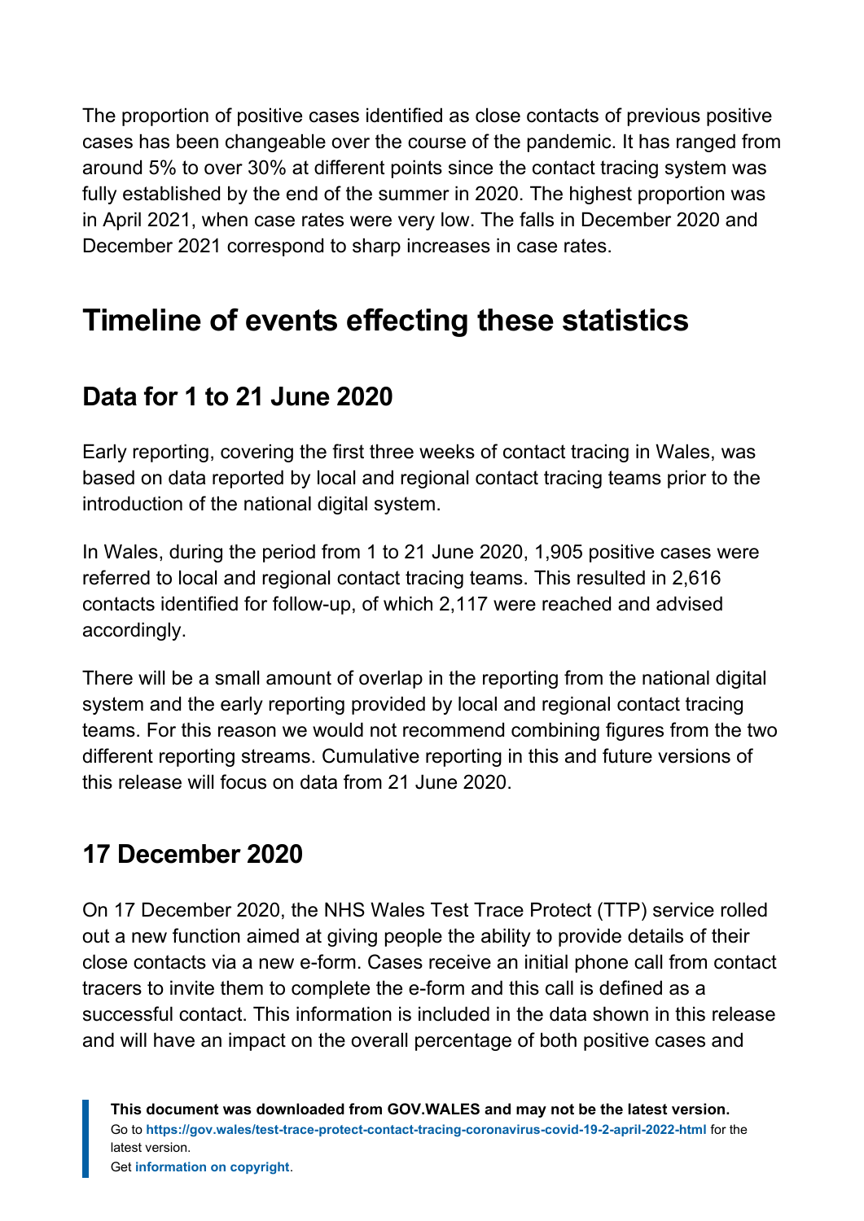The proportion of positive cases identified as close contacts of previous positive cases has been changeable over the course of the pandemic. It has ranged from around 5% to over 30% at different points since the contact tracing system was fully established by the end of the summer in 2020. The highest proportion was in April 2021, when case rates were very low. The falls in December 2020 and December 2021 correspond to sharp increases in case rates.

## Timeline of events effecting these statistics

### Data for 1 to 21 June 2020

Early reporting, covering the first three weeks of contact tracing in Wales, was based on data reported by local and regional contact tracing teams prior to the introduction of the national digital system.

In Wales, during the period from 1 to 21 June 2020, 1,905 positive cases were referred to local and regional contact tracing teams. This resulted in 2,616 contacts identified for follow-up, of which 2,117 were reached and advised accordingly.

There will be a small amount of overlap in the reporting from the national digital system and the early reporting provided by local and regional contact tracing teams. For this reason we would not recommend combining figures from the two different reporting streams. Cumulative reporting in this and future versions of this release will focus on data from 21 June 2020.

### 17 December 2020

On 17 December 2020, the NHS Wales Test Trace Protect (TTP) service rolled out a new function aimed at giving people the ability to provide details of their close contacts via a new e-form. Cases receive an initial phone call from contact tracers to invite them to complete the e-form and this call is defined as a successful contact. This information is included in the data shown in this release and will have an impact on the overall percentage of both positive cases and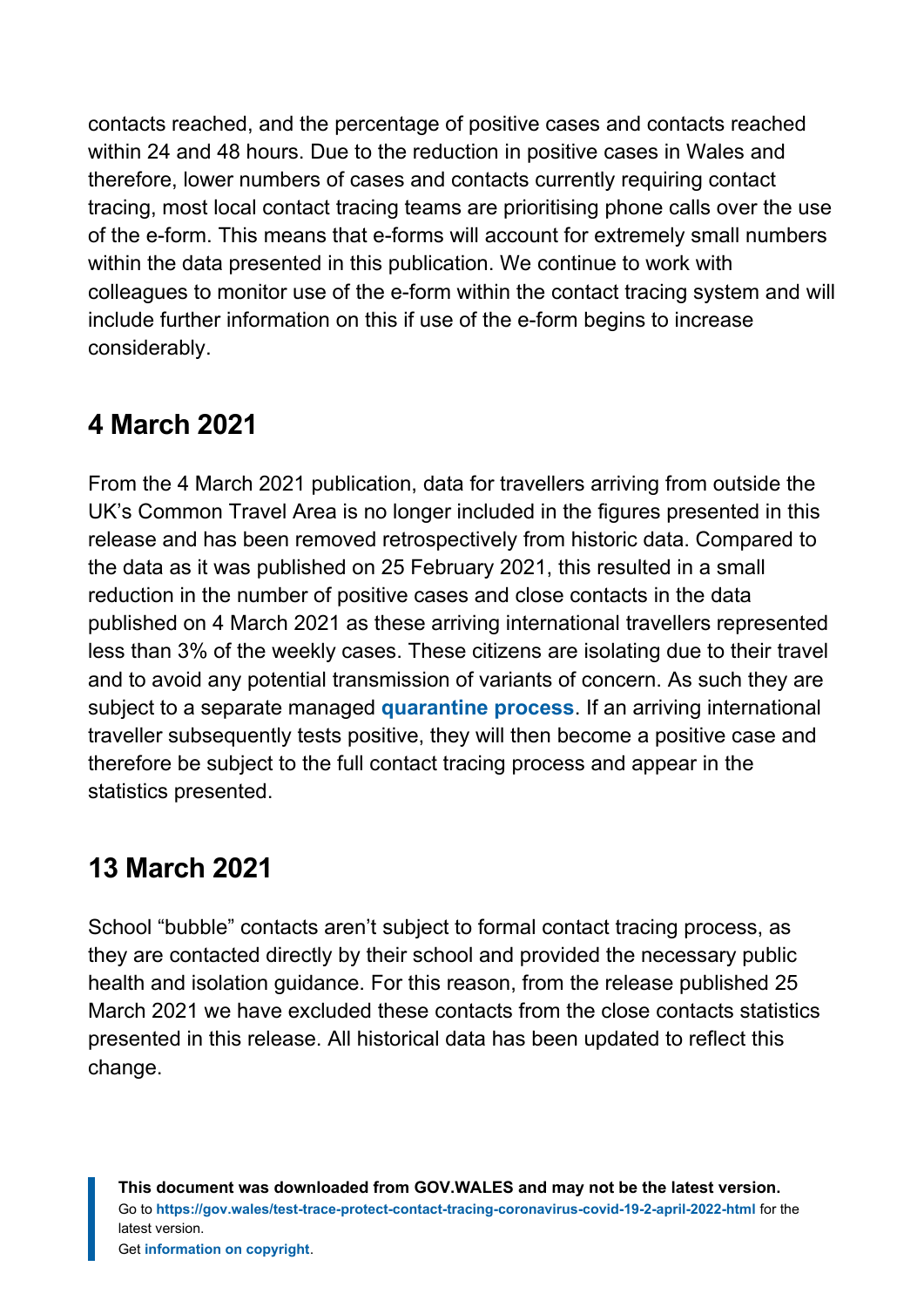contacts reached, and the percentage of positive cases and contacts reached within 24 and 48 hours. Due to the reduction in positive cases in Wales and therefore, lower numbers of cases and contacts currently requiring contact tracing, most local contact tracing teams are prioritising phone calls over the use of the e-form. This means that e-forms will account for extremely small numbers within the data presented in this publication. We continue to work with colleagues to monitor use of the e-form within the contact tracing system and will include further information on this if use of the e-form begins to increase considerably.

## 4 March 2021

From the 4 March 2021 publication, data for travellers arriving from outside the UK's Common Travel Area is no longer included in the figures presented in this release and has been removed retrospectively from historic data. Compared to the data as it was published on 25 February 2021, this resulted in a small reduction in the number of positive cases and close contacts in the data published on 4 March 2021 as these arriving international travellers represented less than 3% of the weekly cases. These citizens are isolating due to their travel and to avoid any potential transmission of variants of concern. As such they are subject to a separate managed **quarantine process**. If an arriving international traveller subsequently tests positive, they will then become a positive case and therefore be subject to the full contact tracing process and appear in the statistics presented.

## 13 March 2021

School "bubble" contacts aren't subject to formal contact tracing process, as they are contacted directly by their school and provided the necessary public health and isolation guidance. For this reason, from the release published 25 March 2021 we have excluded these contacts from the close contacts statistics presented in this release. All historical data has been updated to reflect this change.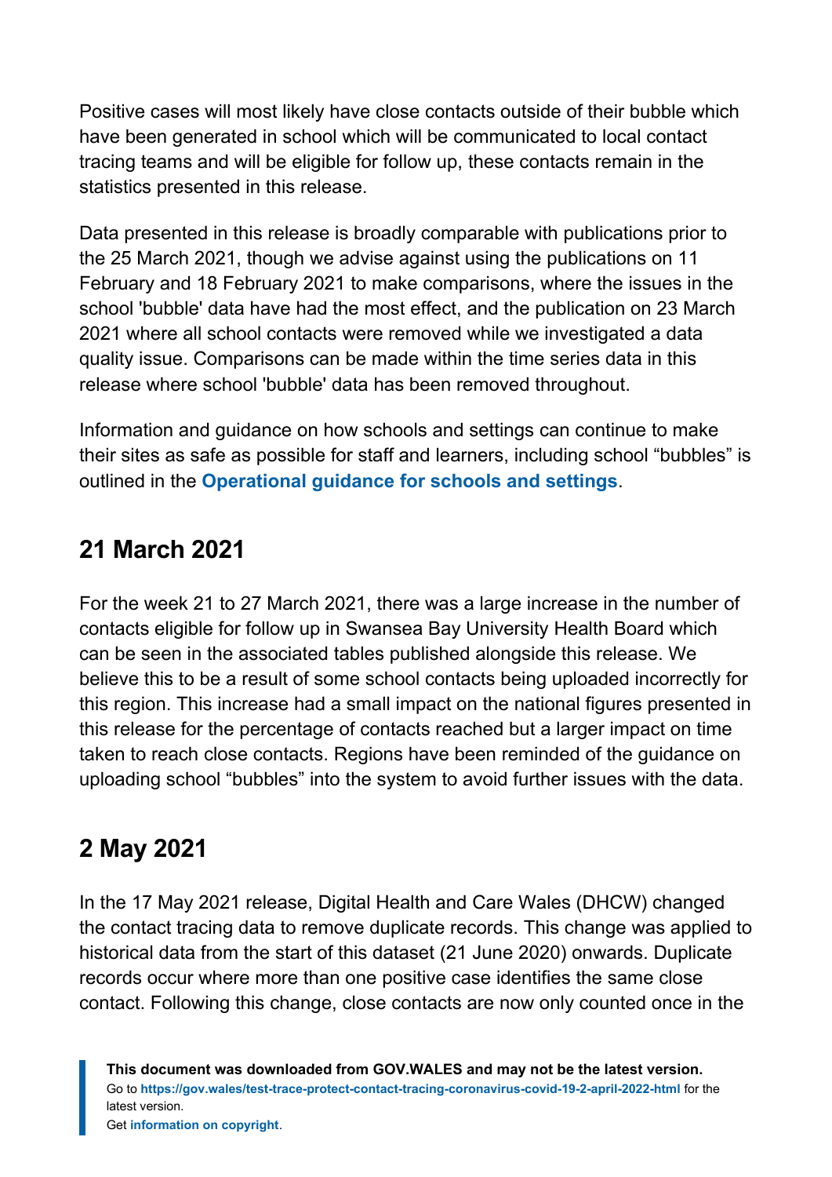Positive cases will most likely have close contacts outside of their bubble which have been generated in school which will be communicated to local contact tracing teams and will be eligible for follow up, these contacts remain in the statistics presented in this release.

Data presented in this release is broadly comparable with publications prior to the 25 March 2021, though we advise against using the publications on 11 February and 18 February 2021 to make comparisons, where the issues in the school 'bubble' data have had the most effect, and the publication on 23 March 2021 where all school contacts were removed while we investigated a data quality issue. Comparisons can be made within the time series data in this release where school 'bubble' data has been removed throughout.

Information and guidance on how schools and settings can continue to make their sites as safe as possible for staff and learners, including school "bubbles" is outlined in the **Operational guidance for schools and settings**.

## 21 March 2021

For the week 21 to 27 March 2021, there was a large increase in the number of contacts eligible for follow up in Swansea Bay University Health Board which can be seen in the associated tables published alongside this release. We believe this to be a result of some school contacts being uploaded incorrectly for this region. This increase had a small impact on the national figures presented in this release for the percentage of contacts reached but a larger impact on time taken to reach close contacts. Regions have been reminded of the guidance on uploading school "bubbles" into the system to avoid further issues with the data.

## 2 May 2021

In the 17 May 2021 release, Digital Health and Care Wales (DHCW) changed the contact tracing data to remove duplicate records. This change was applied to historical data from the start of this dataset (21 June 2020) onwards. Duplicate records occur where more than one positive case identifies the same close contact. Following this change, close contacts are now only counted once in the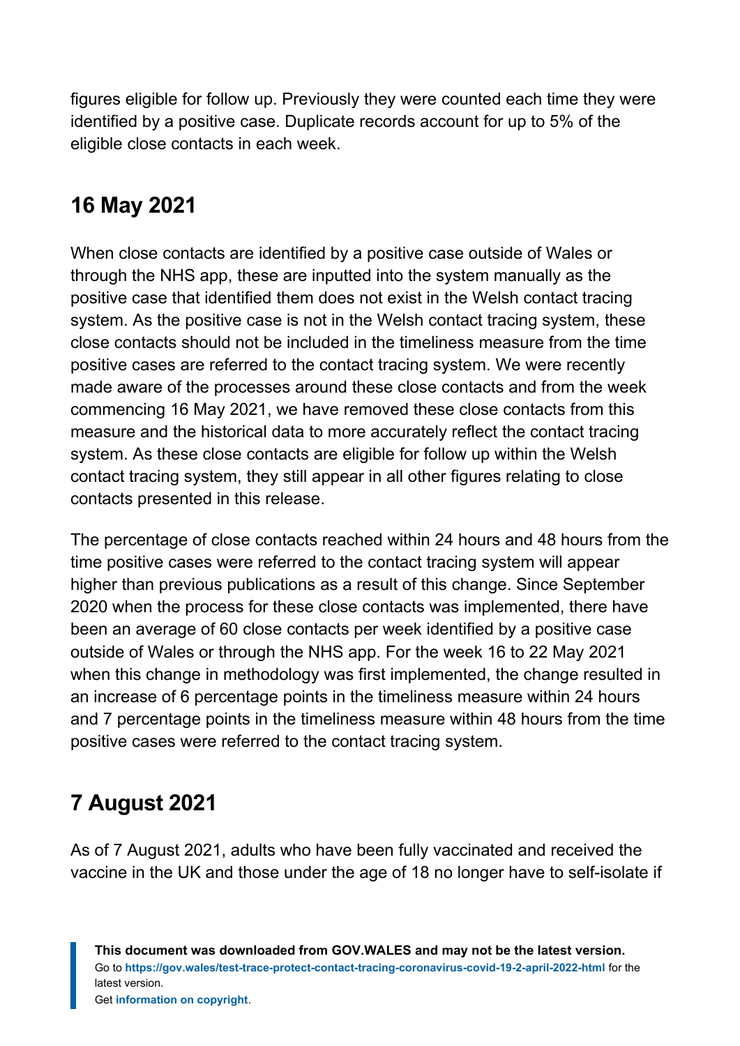figures eligible for follow up. Previously they were counted each time they were identified by a positive case. Duplicate records account for up to 5% of the eligible close contacts in each week.

## 16 May 2021

When close contacts are identified by a positive case outside of Wales or through the NHS app, these are inputted into the system manually as the positive case that identified them does not exist in the Welsh contact tracing system. As the positive case is not in the Welsh contact tracing system, these close contacts should not be included in the timeliness measure from the time positive cases are referred to the contact tracing system. We were recently made aware of the processes around these close contacts and from the week commencing 16 May 2021, we have removed these close contacts from this measure and the historical data to more accurately reflect the contact tracing system. As these close contacts are eligible for follow up within the Welsh contact tracing system, they still appear in all other figures relating to close contacts presented in this release.

The percentage of close contacts reached within 24 hours and 48 hours from the time positive cases were referred to the contact tracing system will appear higher than previous publications as a result of this change. Since September 2020 when the process for these close contacts was implemented, there have been an average of 60 close contacts per week identified by a positive case outside of Wales or through the NHS app. For the week 16 to 22 May 2021 when this change in methodology was first implemented, the change resulted in an increase of 6 percentage points in the timeliness measure within 24 hours and 7 percentage points in the timeliness measure within 48 hours from the time positive cases were referred to the contact tracing system.

## 7 August 2021

As of 7 August 2021, adults who have been fully vaccinated and received the vaccine in the UK and those under the age of 18 no longer have to self-isolate if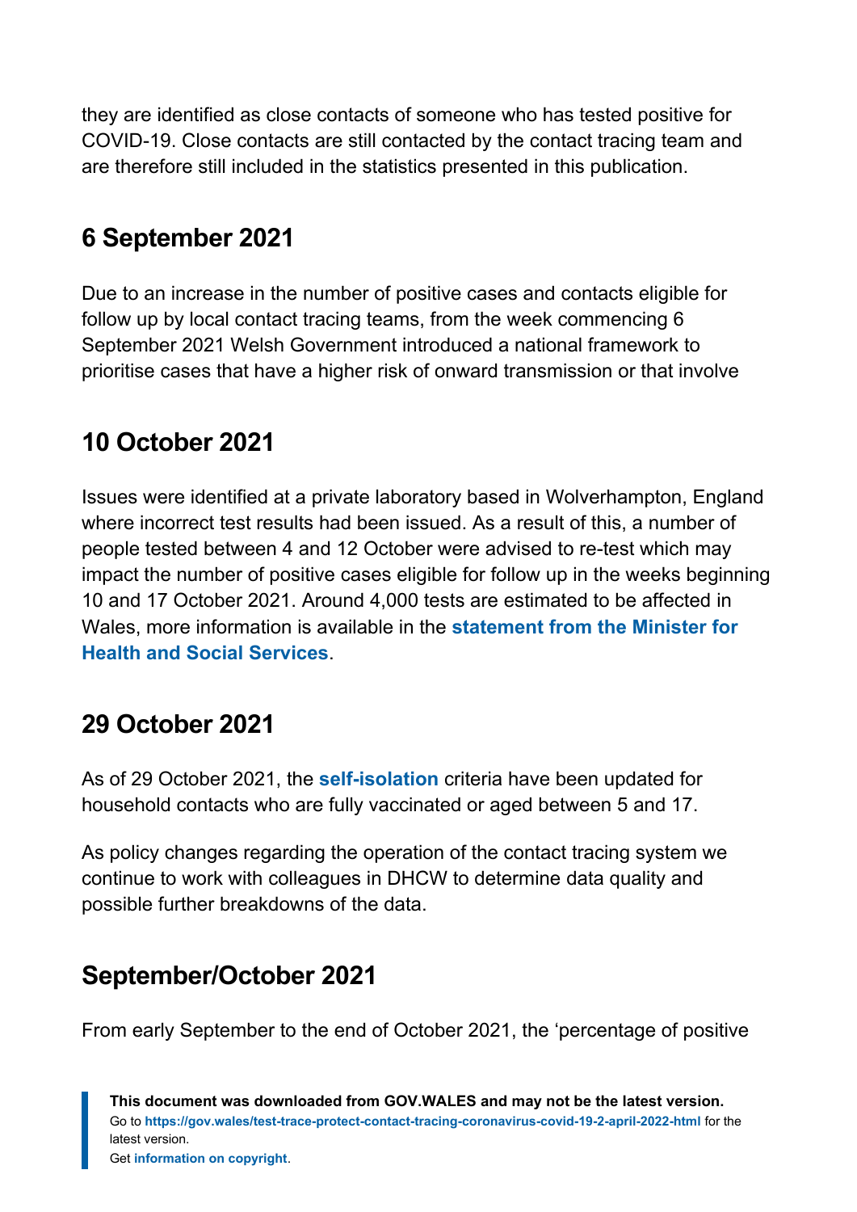they are identified as close contacts of someone who has tested positive for COVID-19. Close contacts are still contacted by the contact tracing team and are therefore still included in the statistics presented in this publication.

## 6 September 2021

Due to an increase in the number of positive cases and contacts eligible for follow up by local contact tracing teams, from the week commencing 6 September 2021 Welsh Government introduced a national framework to prioritise cases that have a higher risk of onward transmission or that involve

## 10 October 2021

Issues were identified at a private laboratory based in Wolverhampton, England where incorrect test results had been issued. As a result of this, a number of people tested between 4 and 12 October were advised to re-test which may impact the number of positive cases eligible for follow up in the weeks beginning 10 and 17 October 2021. Around 4,000 tests are estimated to be affected in Wales, more information is available in the **statement from the Minister for Health and Social Services**.

## 29 October 2021

As of 29 October 2021, the **self-isolation** criteria have been updated for household contacts who are fully vaccinated or aged between 5 and 17.

As policy changes regarding the operation of the contact tracing system we continue to work with colleagues in DHCW to determine data quality and possible further breakdowns of the data.

## September/October 2021

From early September to the end of October 2021, the 'percentage of positive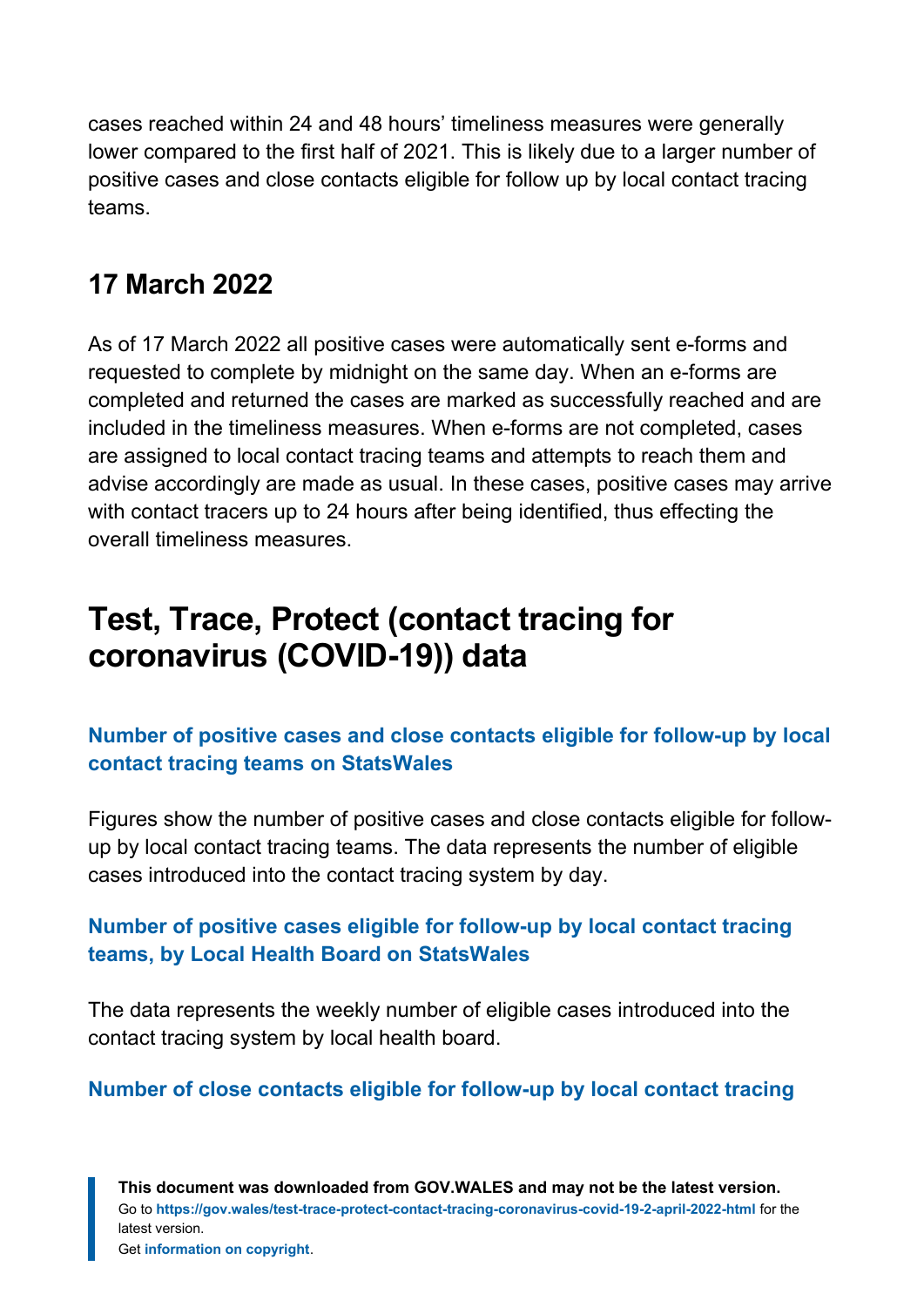cases reached within 24 and 48 hours' timeliness measures were generally lower compared to the first half of 2021. This is likely due to a larger number of positive cases and close contacts eligible for follow up by local contact tracing teams.

### 17 March 2022

As of 17 March 2022 all positive cases were automatically sent e-forms and requested to complete by midnight on the same day. When an e-forms are completed and returned the cases are marked as successfully reached and are included in the timeliness measures. When e-forms are not completed, cases are assigned to local contact tracing teams and attempts to reach them and advise accordingly are made as usual. In these cases, positive cases may arrive with contact tracers up to 24 hours after being identified, thus effecting the overall timeliness measures.

## Test, Trace, Protect (contact tracing for coronavirus (COVID-19)) data

**Number of positive cases and close contacts eligible for follow-up by local contact tracing teams on StatsWales**

Figures show the number of positive cases and close contacts eligible for follow-up by local contact tracing teams. The data represents the number of eligible cases introduced into the contact tracing system by day.

**Number of positive cases eligible for follow-up by local contact tracing teams, by Local Health Board on StatsWales**

The data represents the weekly number of eligible cases introduced into the contact tracing system by local health board.

**Number of close contacts eligible for follow-up by local contact tracing**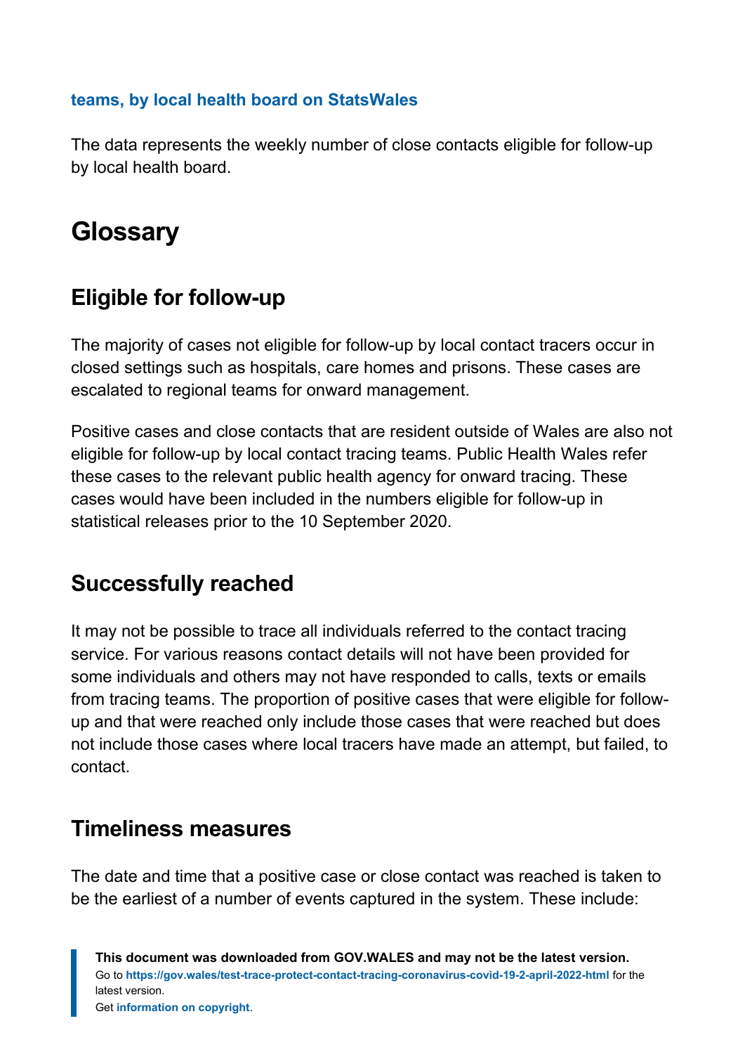**teams, by local health board on StatsWales**

The data represents the weekly number of close contacts eligible for follow-up by local health board.

## Glossary

### Eligible for follow-up

The majority of cases not eligible for follow-up by local contact tracers occur in closed settings such as hospitals, care homes and prisons. These cases are escalated to regional teams for onward management.

Positive cases and close contacts that are resident outside of Wales are also not eligible for follow-up by local contact tracing teams. Public Health Wales refer these cases to the relevant public health agency for onward tracing. These cases would have been included in the numbers eligible for follow-up in statistical releases prior to the 10 September 2020.

### Successfully reached

It may not be possible to trace all individuals referred to the contact tracing service. For various reasons contact details will not have been provided for some individuals and others may not have responded to calls, texts or emails from tracing teams. The proportion of positive cases that were eligible for follow-up and that were reached only include those cases that were reached but does not include those cases where local tracers have made an attempt, but failed, to contact.

### Timeliness measures

The date and time that a positive case or close contact was reached is taken to be the earliest of a number of events captured in the system. These include: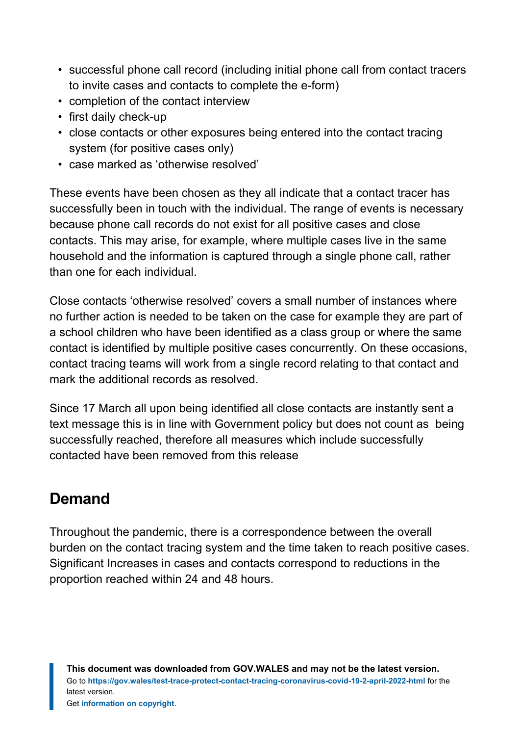- successful phone call record (including initial phone call from contact tracers to invite cases and contacts to complete the e-form)
- completion of the contact interview
- first daily check-up
- close contacts or other exposures being entered into the contact tracing system (for positive cases only)
- case marked as 'otherwise resolved'

These events have been chosen as they all indicate that a contact tracer has successfully been in touch with the individual. The range of events is necessary because phone call records do not exist for all positive cases and close contacts. This may arise, for example, where multiple cases live in the same household and the information is captured through a single phone call, rather than one for each individual.

Close contacts 'otherwise resolved' covers a small number of instances where no further action is needed to be taken on the case for example they are part of a school children who have been identified as a class group or where the same contact is identified by multiple positive cases concurrently. On these occasions, contact tracing teams will work from a single record relating to that contact and mark the additional records as resolved.

Since 17 March all upon being identified all close contacts are instantly sent a text message this is in line with Government policy but does not count as being successfully reached, therefore all measures which include successfully contacted have been removed from this release

## Demand

Throughout the pandemic, there is a correspondence between the overall burden on the contact tracing system and the time taken to reach positive cases. Significant Increases in cases and contacts correspond to reductions in the proportion reached within 24 and 48 hours.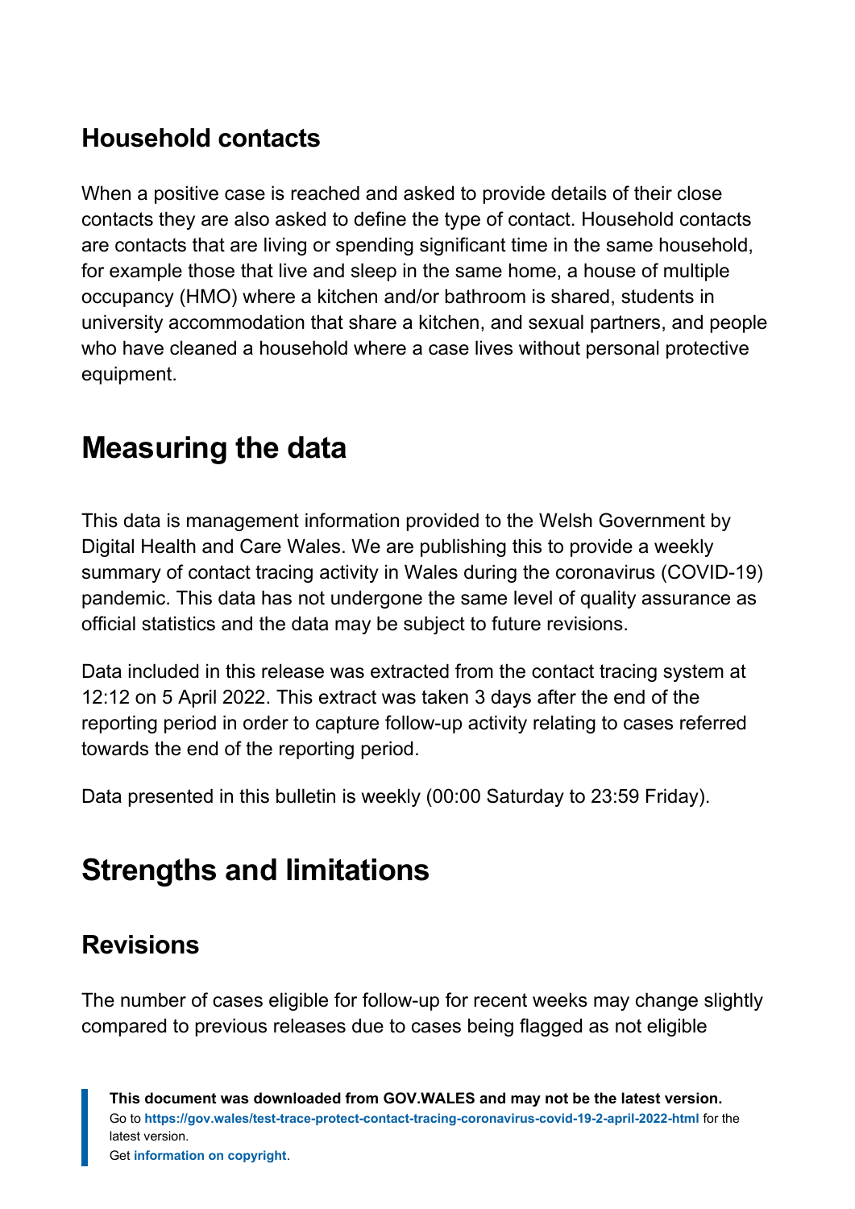### Household contacts

When a positive case is reached and asked to provide details of their close contacts they are also asked to define the type of contact. Household contacts are contacts that are living or spending significant time in the same household, for example those that live and sleep in the same home, a house of multiple occupancy (HMO) where a kitchen and/or bathroom is shared, students in university accommodation that share a kitchen, and sexual partners, and people who have cleaned a household where a case lives without personal protective equipment.

## Measuring the data

This data is management information provided to the Welsh Government by Digital Health and Care Wales. We are publishing this to provide a weekly summary of contact tracing activity in Wales during the coronavirus (COVID-19) pandemic. This data has not undergone the same level of quality assurance as official statistics and the data may be subject to future revisions.

Data included in this release was extracted from the contact tracing system at 12:12 on 5 April 2022. This extract was taken 3 days after the end of the reporting period in order to capture follow-up activity relating to cases referred towards the end of the reporting period.

Data presented in this bulletin is weekly (00:00 Saturday to 23:59 Friday).

## Strengths and limitations

### Revisions

The number of cases eligible for follow-up for recent weeks may change slightly compared to previous releases due to cases being flagged as not eligible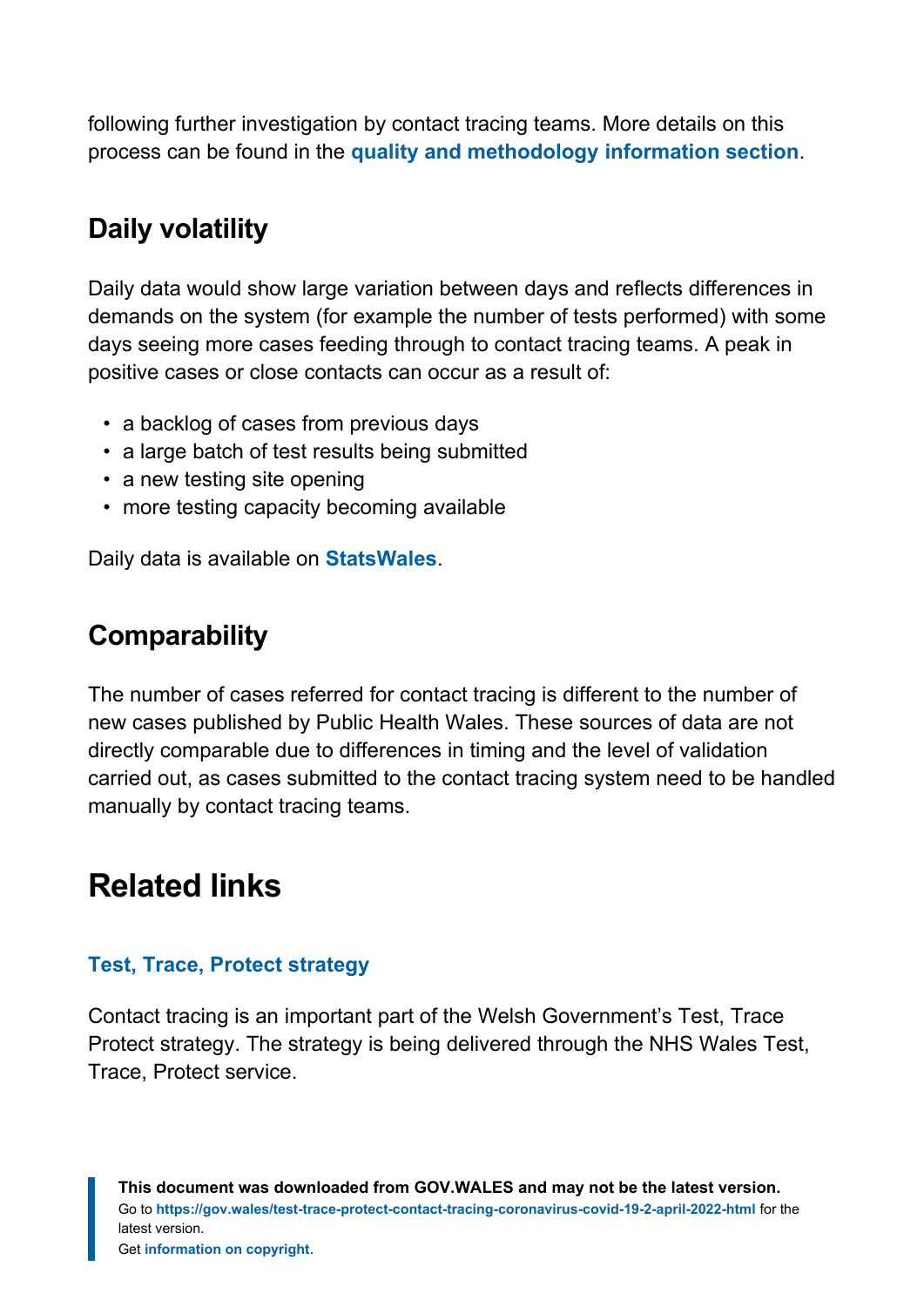following further investigation by contact tracing teams. More details on this process can be found in the **quality and methodology information section**.

## Daily volatility

Daily data would show large variation between days and reflects differences in demands on the system (for example the number of tests performed) with some days seeing more cases feeding through to contact tracing teams. A peak in positive cases or close contacts can occur as a result of:

- a backlog of cases from previous days
- a large batch of test results being submitted
- a new testing site opening
- more testing capacity becoming available

Daily data is available on **StatsWales**.

## Comparability

The number of cases referred for contact tracing is different to the number of new cases published by Public Health Wales. These sources of data are not directly comparable due to differences in timing and the level of validation carried out, as cases submitted to the contact tracing system need to be handled manually by contact tracing teams.

# Related links

### Test, Trace, Protect strategy

Contact tracing is an important part of the Welsh Government's Test, Trace Protect strategy. The strategy is being delivered through the NHS Wales Test, Trace, Protect service.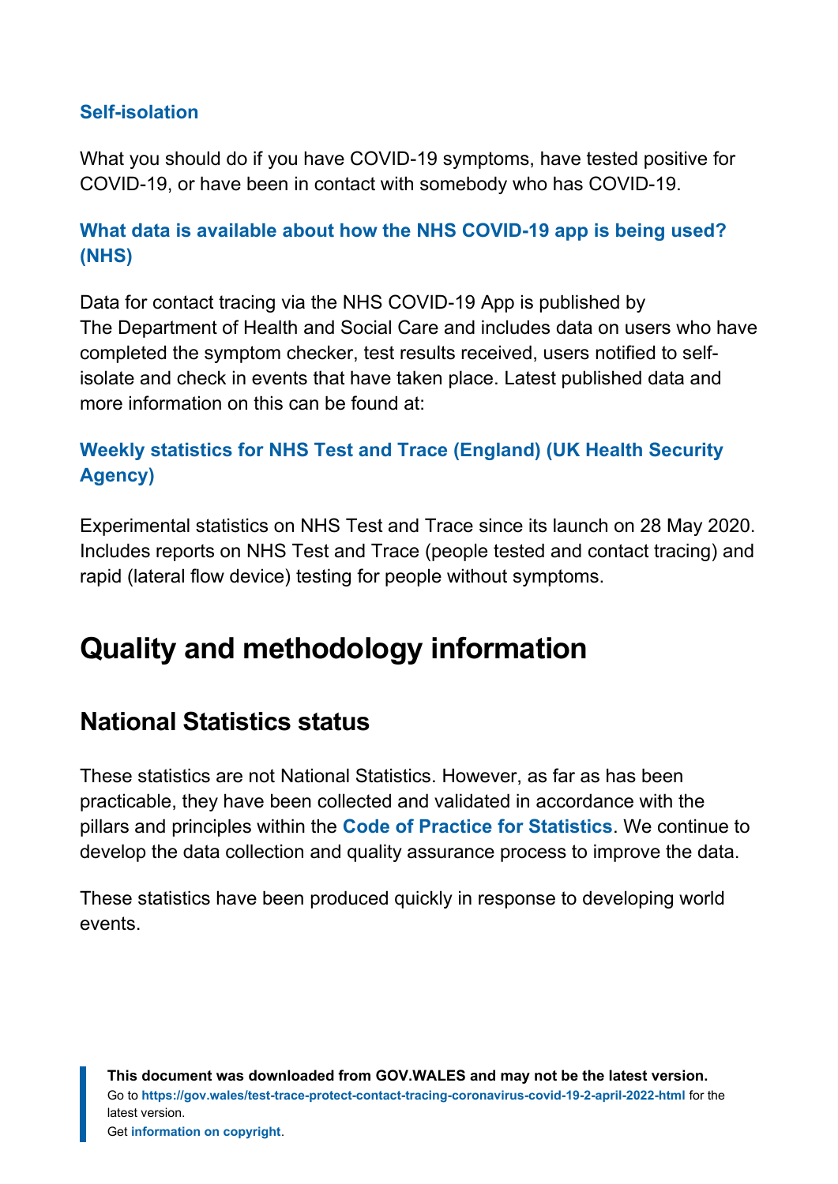**Self-isolation**

What you should do if you have COVID-19 symptoms, have tested positive for COVID-19, or have been in contact with somebody who has COVID-19.

**What data is available about how the NHS COVID-19 app is being used? (NHS)**

Data for contact tracing via the NHS COVID-19 App is published by The Department of Health and Social Care and includes data on users who have completed the symptom checker, test results received, users notified to self-isolate and check in events that have taken place. Latest published data and more information on this can be found at:

**Weekly statistics for NHS Test and Trace (England) (UK Health Security Agency)**

Experimental statistics on NHS Test and Trace since its launch on 28 May 2020. Includes reports on NHS Test and Trace (people tested and contact tracing) and rapid (lateral flow device) testing for people without symptoms.

# Quality and methodology information

## National Statistics status

These statistics are not National Statistics. However, as far as has been practicable, they have been collected and validated in accordance with the pillars and principles within the **Code of Practice for Statistics**. We continue to develop the data collection and quality assurance process to improve the data.

These statistics have been produced quickly in response to developing world events.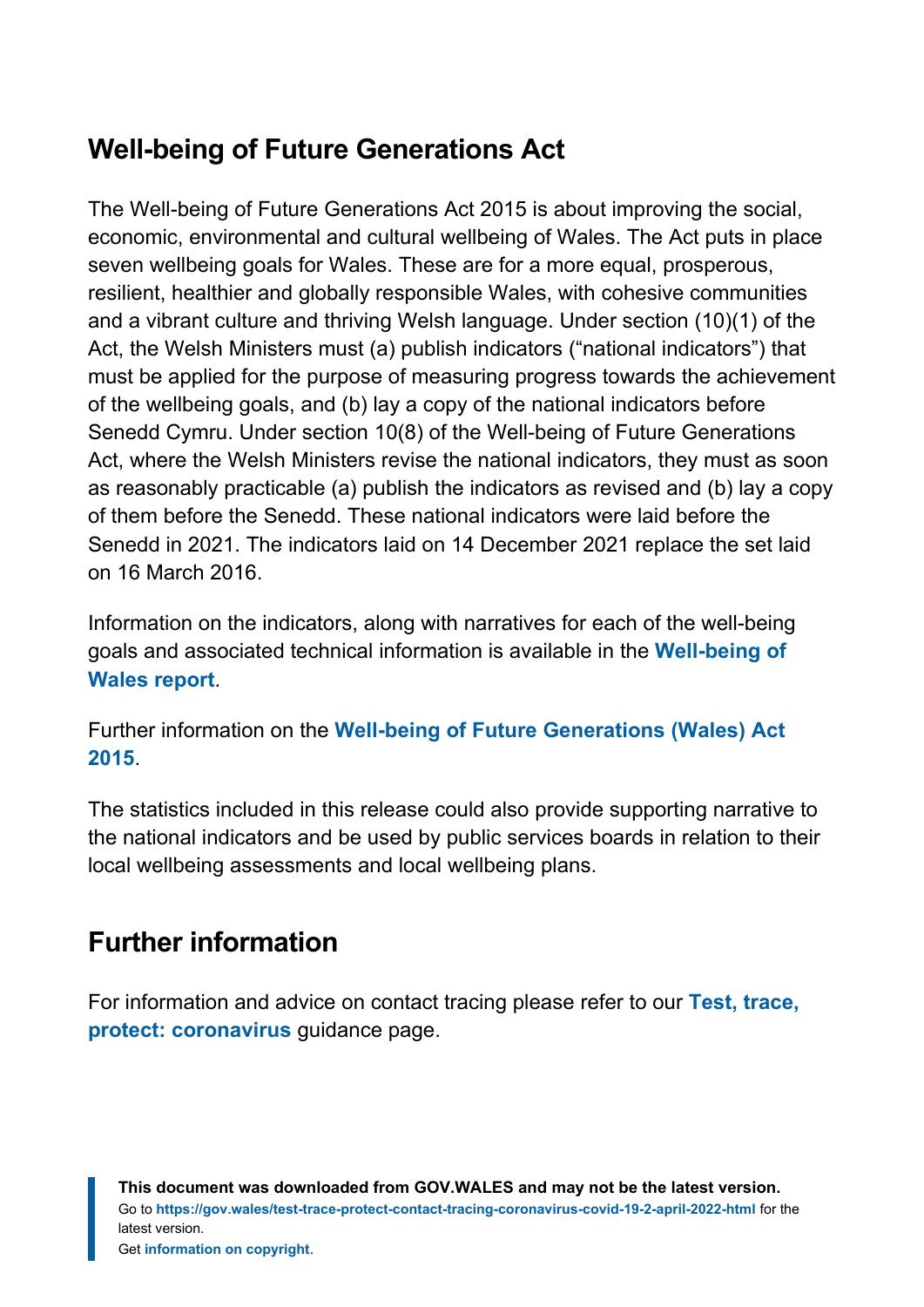## Well-being of Future Generations Act

The Well-being of Future Generations Act 2015 is about improving the social, economic, environmental and cultural wellbeing of Wales. The Act puts in place seven wellbeing goals for Wales. These are for a more equal, prosperous, resilient, healthier and globally responsible Wales, with cohesive communities and a vibrant culture and thriving Welsh language. Under section (10)(1) of the Act, the Welsh Ministers must (a) publish indicators ("national indicators") that must be applied for the purpose of measuring progress towards the achievement of the wellbeing goals, and (b) lay a copy of the national indicators before Senedd Cymru. Under section 10(8) of the Well-being of Future Generations Act, where the Welsh Ministers revise the national indicators, they must as soon as reasonably practicable (a) publish the indicators as revised and (b) lay a copy of them before the Senedd. These national indicators were laid before the Senedd in 2021. The indicators laid on 14 December 2021 replace the set laid on 16 March 2016.

Information on the indicators, along with narratives for each of the well-being goals and associated technical information is available in the **Well-being of Wales report**.

Further information on the **Well-being of Future Generations (Wales) Act 2015**.

The statistics included in this release could also provide supporting narrative to the national indicators and be used by public services boards in relation to their local wellbeing assessments and local wellbeing plans.

## Further information

For information and advice on contact tracing please refer to our **Test, trace, protect: coronavirus** guidance page.

**This document was downloaded from GOV.WALES and may not be the latest version.**
Go to **https://gov.wales/test-trace-protect-contact-tracing-coronavirus-covid-19-2-april-2022-html** for the latest version.
Get **information on copyright**.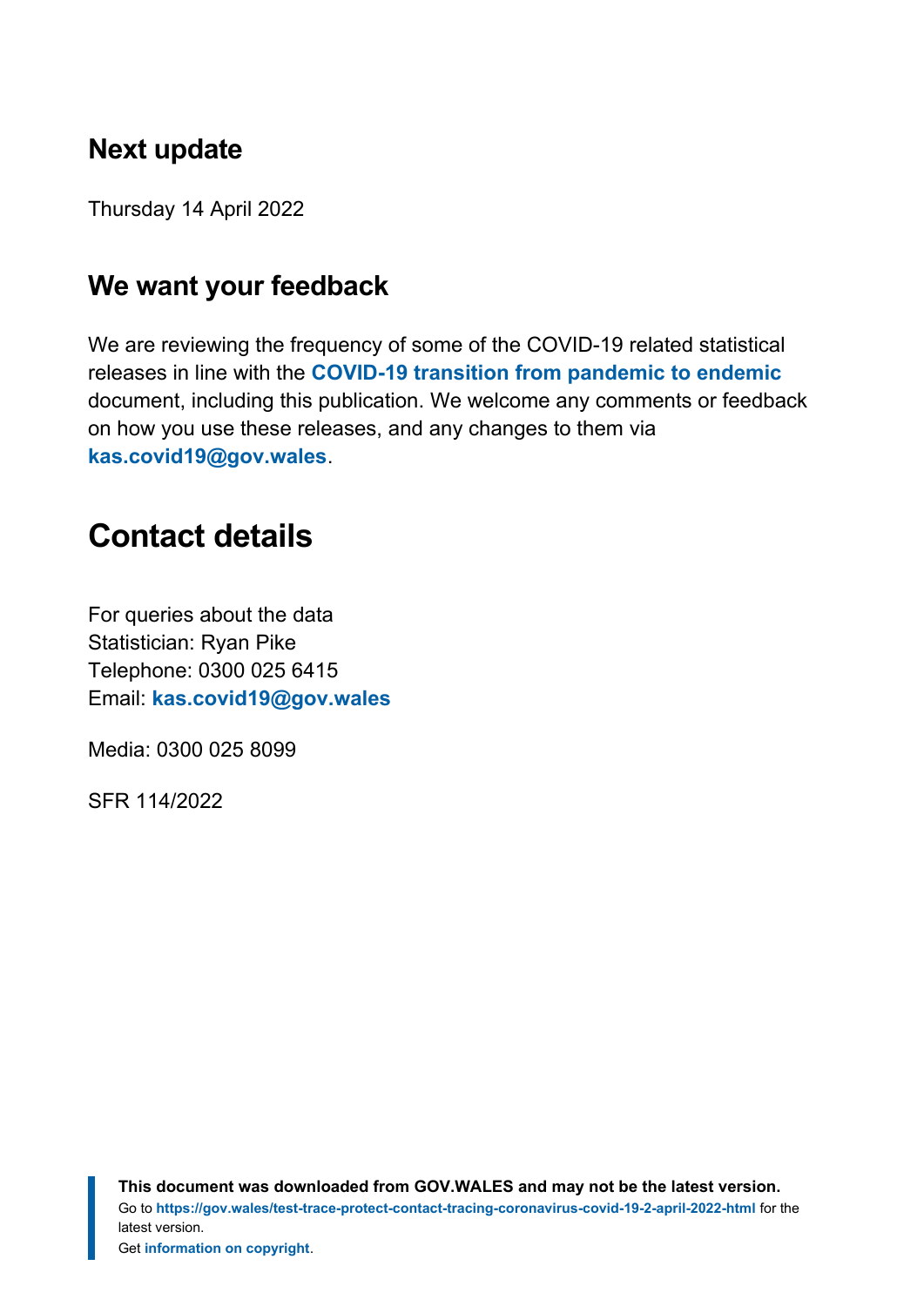## Next update

Thursday 14 April 2022

## We want your feedback

We are reviewing the frequency of some of the COVID-19 related statistical releases in line with the **COVID-19 transition from pandemic to endemic** document, including this publication. We welcome any comments or feedback on how you use these releases, and any changes to them via **kas.covid19@gov.wales**.

# Contact details

For queries about the data
Statistician: Ryan Pike
Telephone: 0300 025 6415
Email: **kas.covid19@gov.wales**

Media: 0300 025 8099

SFR 114/2022

**This document was downloaded from GOV.WALES and may not be the latest version.**
Go to **https://gov.wales/test-trace-protect-contact-tracing-coronavirus-covid-19-2-april-2022-html** for the latest version.
Get **information on copyright**.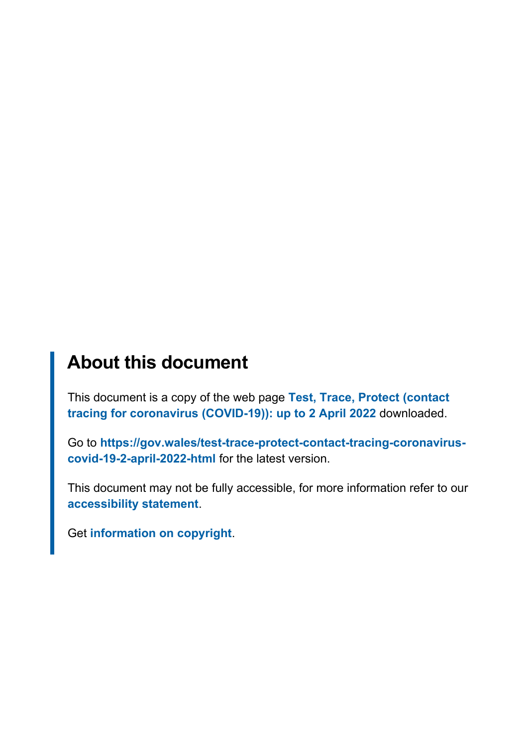## About this document

This document is a copy of the web page **Test, Trace, Protect (contact tracing for coronavirus (COVID-19)): up to 2 April 2022** downloaded.

Go to **https://gov.wales/test-trace-protect-contact-tracing-coronavirus-covid-19-2-april-2022-html** for the latest version.

This document may not be fully accessible, for more information refer to our **accessibility statement**.

Get **information on copyright**.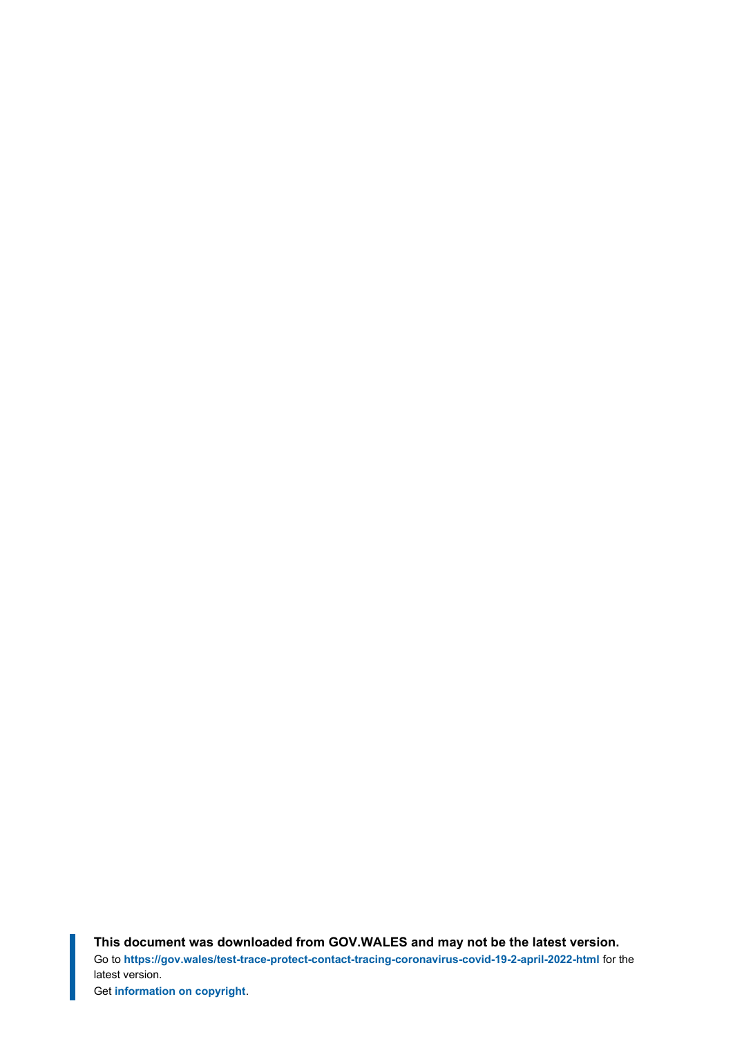**This document was downloaded from GOV.WALES and may not be the latest version.**

Go to **https://gov.wales/test-trace-protect-contact-tracing-coronavirus-covid-19-2-april-2022-html** for the latest version.

Get **information on copyright**.